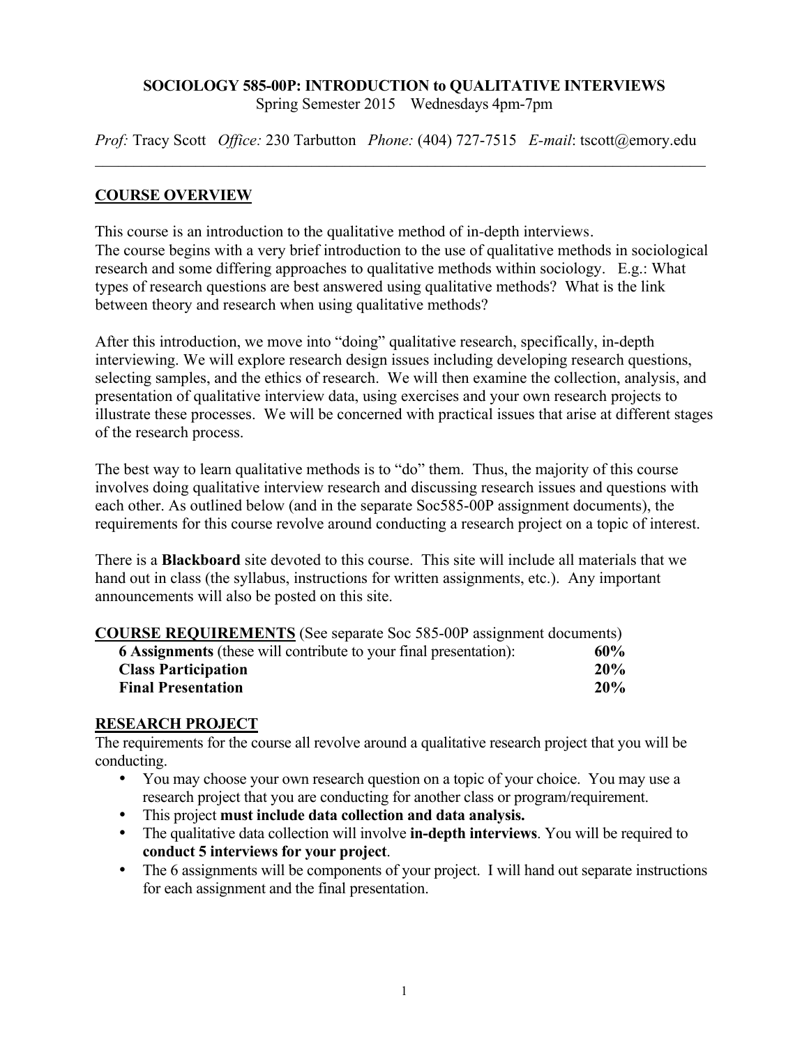**SOCIOLOGY 585-00P: INTRODUCTION to QUALITATIVE INTERVIEWS**

Spring Semester 2015 Wednesdays 4pm-7pm

*Prof:* Tracy Scott *Office:* 230 Tarbutton *Phone:* (404) 727-7515 *E-mail*: tscott@emory.edu

---

## COURSE OVERVIEW

This course is an introduction to the qualitative method of in-depth interviews.
The course begins with a very brief introduction to the use of qualitative methods in sociological research and some differing approaches to qualitative methods within sociology. E.g.: What types of research questions are best answered using qualitative methods? What is the link between theory and research when using qualitative methods?

After this introduction, we move into "doing" qualitative research, specifically, in-depth interviewing. We will explore research design issues including developing research questions, selecting samples, and the ethics of research. We will then examine the collection, analysis, and presentation of qualitative interview data, using exercises and your own research projects to illustrate these processes. We will be concerned with practical issues that arise at different stages of the research process.

The best way to learn qualitative methods is to "do" them. Thus, the majority of this course involves doing qualitative interview research and discussing research issues and questions with each other. As outlined below (and in the separate Soc585-00P assignment documents), the requirements for this course revolve around conducting a research project on a topic of interest.

There is a **Blackboard** site devoted to this course. This site will include all materials that we hand out in class (the syllabus, instructions for written assignments, etc.). Any important announcements will also be posted on this site.

**COURSE REQUIREMENTS** (See separate Soc 585-00P assignment documents)

| | |
|---|---|
| **6 Assignments** (these will contribute to your final presentation): | **60%** |
| **Class Participation** | **20%** |
| **Final Presentation** | **20%** |

## RESEARCH PROJECT

The requirements for the course all revolve around a qualitative research project that you will be conducting.

- You may choose your own research question on a topic of your choice. You may use a research project that you are conducting for another class or program/requirement.
- This project **must include data collection and data analysis.**
- The qualitative data collection will involve **in-depth interviews**. You will be required to **conduct 5 interviews for your project**.
- The 6 assignments will be components of your project. I will hand out separate instructions for each assignment and the final presentation.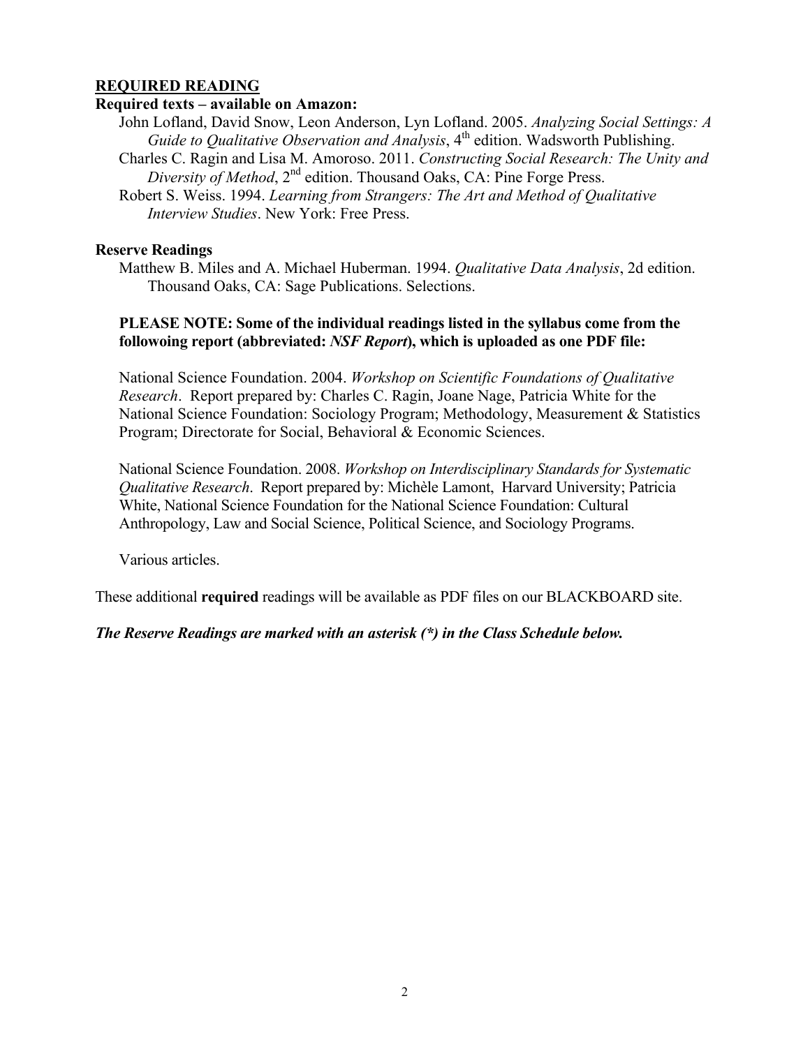## REQUIRED READING

**Required texts – available on Amazon:**

John Lofland, David Snow, Leon Anderson, Lyn Lofland. 2005. *Analyzing Social Settings: A Guide to Qualitative Observation and Analysis*, 4th edition. Wadsworth Publishing.

Charles C. Ragin and Lisa M. Amoroso. 2011. *Constructing Social Research: The Unity and Diversity of Method*, 2nd edition. Thousand Oaks, CA: Pine Forge Press.

Robert S. Weiss. 1994. *Learning from Strangers: The Art and Method of Qualitative Interview Studies*. New York: Free Press.

**Reserve Readings**

Matthew B. Miles and A. Michael Huberman. 1994. *Qualitative Data Analysis*, 2d edition. Thousand Oaks, CA: Sage Publications. Selections.

**PLEASE NOTE: Some of the individual readings listed in the syllabus come from the followoing report (abbreviated: *NSF Report*), which is uploaded as one PDF file:**

National Science Foundation. 2004. *Workshop on Scientific Foundations of Qualitative Research*. Report prepared by: Charles C. Ragin, Joane Nage, Patricia White for the National Science Foundation: Sociology Program; Methodology, Measurement & Statistics Program; Directorate for Social, Behavioral & Economic Sciences.

National Science Foundation. 2008. *Workshop on Interdisciplinary Standards for Systematic Qualitative Research*. Report prepared by: Michèle Lamont, Harvard University; Patricia White, National Science Foundation for the National Science Foundation: Cultural Anthropology, Law and Social Science, Political Science, and Sociology Programs.

Various articles.

These additional **required** readings will be available as PDF files on our BLACKBOARD site.

***The Reserve Readings are marked with an asterisk (*) in the Class Schedule below.***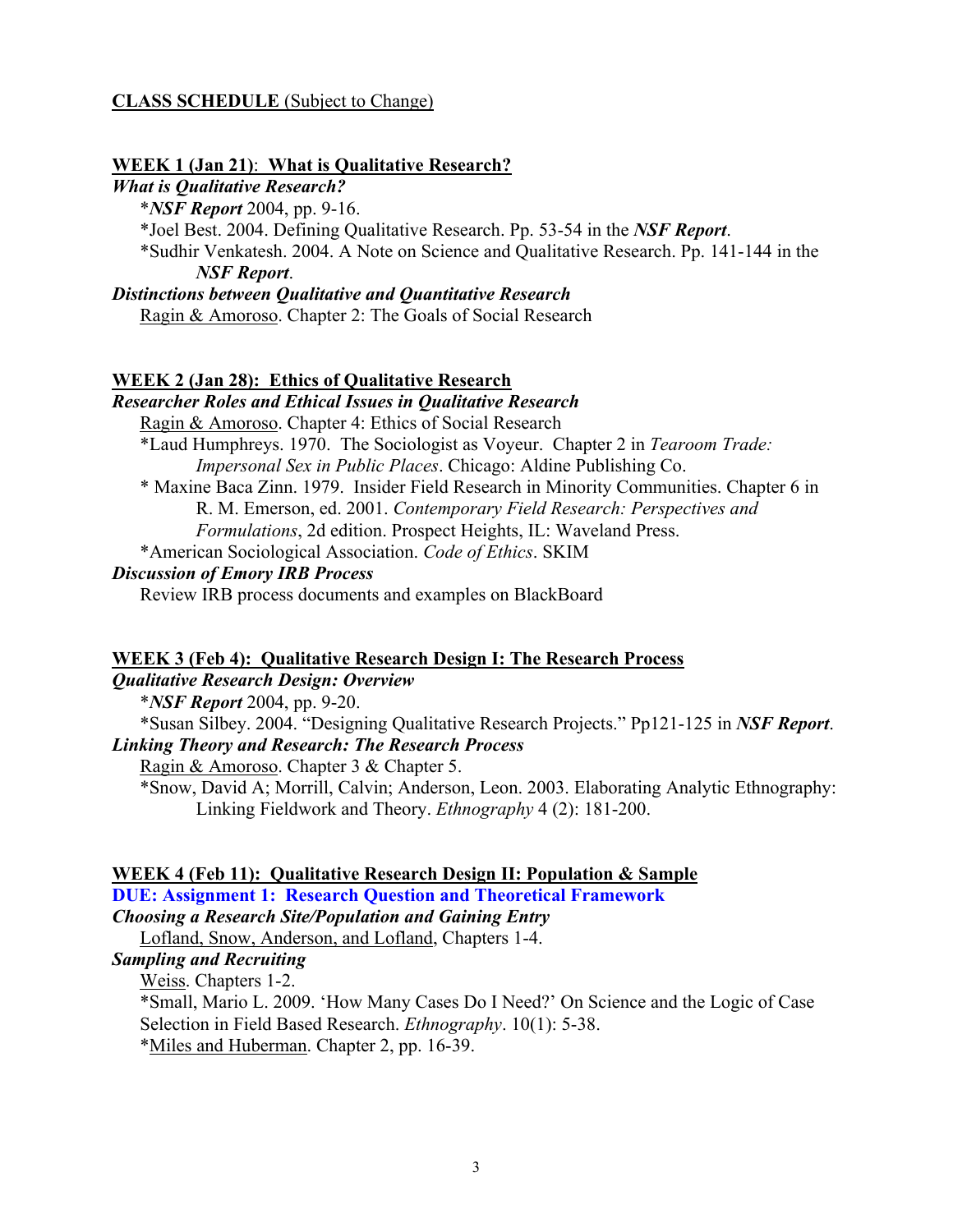**<u>CLASS SCHEDULE</u>** <u>(Subject to Change)</u>

**<u>WEEK 1 (Jan 21)</u>**: **<u>What is Qualitative Research?</u>**

***What is Qualitative Research?***

*<u>**NSF Report**</u> 2004, pp. 9-16.

*Joel Best. 2004. Defining Qualitative Research. Pp. 53-54 in the ***NSF Report***.

*Sudhir Venkatesh. 2004. A Note on Science and Qualitative Research. Pp. 141-144 in the ***NSF Report***.

***Distinctions between Qualitative and Quantitative Research***

<u>Ragin & Amoroso</u>. Chapter 2: The Goals of Social Research

**<u>WEEK 2 (Jan 28): Ethics of Qualitative Research</u>**

***Researcher Roles and Ethical Issues in Qualitative Research***

<u>Ragin & Amoroso</u>. Chapter 4: Ethics of Social Research

*Laud Humphreys. 1970. The Sociologist as Voyeur. Chapter 2 in *Tearoom Trade: Impersonal Sex in Public Places*. Chicago: Aldine Publishing Co.

* Maxine Baca Zinn. 1979. Insider Field Research in Minority Communities. Chapter 6 in R. M. Emerson, ed. 2001. *Contemporary Field Research: Perspectives and Formulations*, 2d edition. Prospect Heights, IL: Waveland Press.

*American Sociological Association. *Code of Ethics*. SKIM

***Discussion of Emory IRB Process***

Review IRB process documents and examples on BlackBoard

**<u>WEEK 3 (Feb 4): Qualitative Research Design I: The Research Process</u>**

***Qualitative Research Design: Overview***

****NSF Report*** 2004, pp. 9-20.

*Susan Silbey. 2004. "Designing Qualitative Research Projects." Pp121-125 in ***NSF Report***.

***Linking Theory and Research: The Research Process***

<u>Ragin & Amoroso</u>. Chapter 3 & Chapter 5.

*Snow, David A; Morrill, Calvin; Anderson, Leon. 2003. Elaborating Analytic Ethnography: Linking Fieldwork and Theory. *Ethnography* 4 (2): 181-200.

**<u>WEEK 4 (Feb 11): Qualitative Research Design II: Population & Sample</u>**

**DUE: Assignment 1: Research Question and Theoretical Framework**

***Choosing a Research Site/Population and Gaining Entry***

<u>Lofland, Snow, Anderson, and Lofland</u>, Chapters 1-4.

***Sampling and Recruiting***

<u>Weiss</u>. Chapters 1-2.

*Small, Mario L. 2009. 'How Many Cases Do I Need?' On Science and the Logic of Case Selection in Field Based Research. *Ethnography*. 10(1): 5-38.

*<u>Miles and Huberman</u>. Chapter 2, pp. 16-39.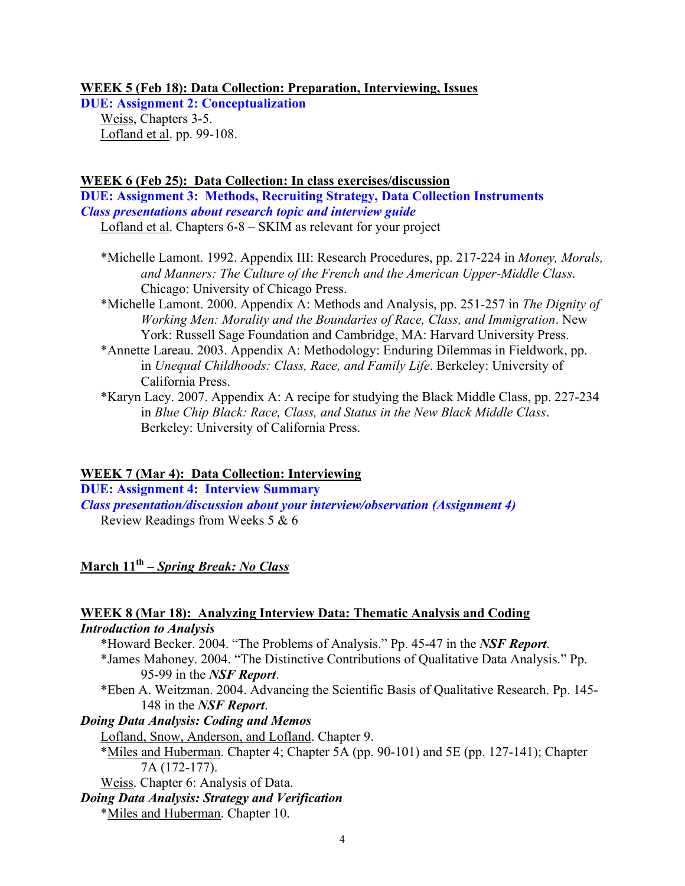**WEEK 5 (Feb 18): Data Collection: Preparation, Interviewing, Issues**

**DUE: Assignment 2: Conceptualization**

Weiss, Chapters 3-5.
Lofland et al. pp. 99-108.

**WEEK 6 (Feb 25): Data Collection: In class exercises/discussion**

**DUE: Assignment 3: Methods, Recruiting Strategy, Data Collection Instruments**

***Class presentations about research topic and interview guide***

Lofland et al. Chapters 6-8 – SKIM as relevant for your project

- *Michelle Lamont. 1992. Appendix III: Research Procedures, pp. 217-224 in *Money, Morals, and Manners: The Culture of the French and the American Upper-Middle Class*. Chicago: University of Chicago Press.
- *Michelle Lamont. 2000. Appendix A: Methods and Analysis, pp. 251-257 in *The Dignity of Working Men: Morality and the Boundaries of Race, Class, and Immigration*. New York: Russell Sage Foundation and Cambridge, MA: Harvard University Press.
- *Annette Lareau. 2003. Appendix A: Methodology: Enduring Dilemmas in Fieldwork, pp. in *Unequal Childhoods: Class, Race, and Family Life*. Berkeley: University of California Press.
- *Karyn Lacy. 2007. Appendix A: A recipe for studying the Black Middle Class, pp. 227-234 in *Blue Chip Black: Race, Class, and Status in the New Black Middle Class*. Berkeley: University of California Press.

**WEEK 7 (Mar 4): Data Collection: Interviewing**

**DUE: Assignment 4: Interview Summary**

***Class presentation/discussion about your interview/observation (Assignment 4)***

Review Readings from Weeks 5 & 6

**March 11th – *Spring Break: No Class***

**WEEK 8 (Mar 18): Analyzing Interview Data: Thematic Analysis and Coding**

***Introduction to Analysis***

- *Howard Becker. 2004. "The Problems of Analysis." Pp. 45-47 in the ***NSF Report***.
- *James Mahoney. 2004. "The Distinctive Contributions of Qualitative Data Analysis." Pp. 95-99 in the ***NSF Report***.
- *Eben A. Weitzman. 2004. Advancing the Scientific Basis of Qualitative Research. Pp. 145-148 in the ***NSF Report***.

***Doing Data Analysis: Coding and Memos***

- Lofland, Snow, Anderson, and Lofland. Chapter 9.
- *Miles and Huberman. Chapter 4; Chapter 5A (pp. 90-101) and 5E (pp. 127-141); Chapter 7A (172-177).
- Weiss. Chapter 6: Analysis of Data.

***Doing Data Analysis: Strategy and Verification***

- *Miles and Huberman. Chapter 10.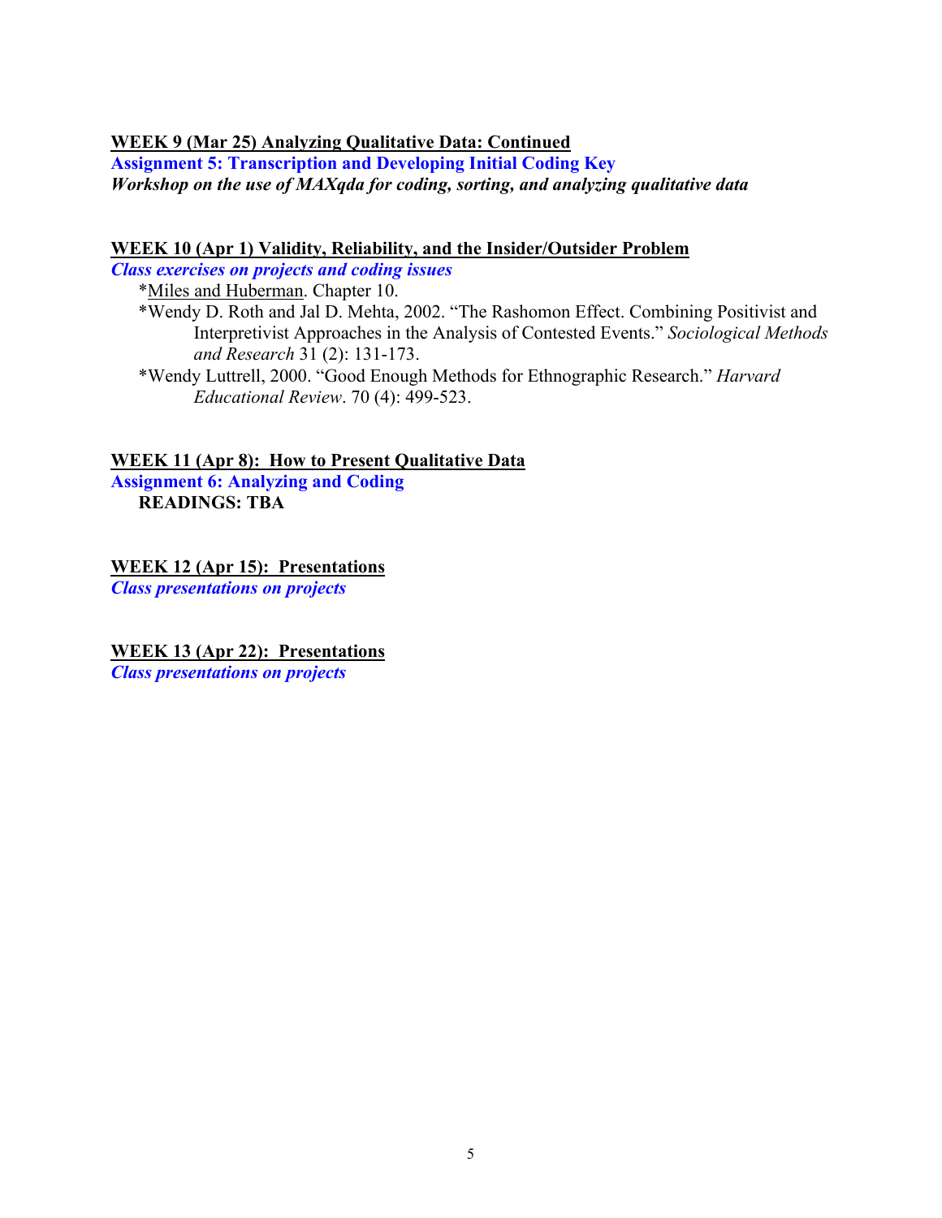**<u>WEEK 9 (Mar 25) Analyzing Qualitative Data: Continued</u>**

**Assignment 5: Transcription and Developing Initial Coding Key**

***Workshop on the use of MAXqda for coding, sorting, and analyzing qualitative data***

**<u>WEEK 10 (Apr 1) Validity, Reliability, and the Insider/Outsider Problem</u>**

***Class exercises on projects and coding issues***

- *<u>Miles and Huberman</u>. Chapter 10.
- *Wendy D. Roth and Jal D. Mehta, 2002. "The Rashomon Effect. Combining Positivist and Interpretivist Approaches in the Analysis of Contested Events." *Sociological Methods and Research* 31 (2): 131-173.
- *Wendy Luttrell, 2000. "Good Enough Methods for Ethnographic Research." *Harvard Educational Review*. 70 (4): 499-523.

**<u>WEEK 11 (Apr 8): How to Present Qualitative Data</u>**

**Assignment 6: Analyzing and Coding**

**READINGS: TBA**

**<u>WEEK 12 (Apr 15): Presentations</u>**

***Class presentations on projects***

**<u>WEEK 13 (Apr 22): Presentations</u>**

***Class presentations on projects***